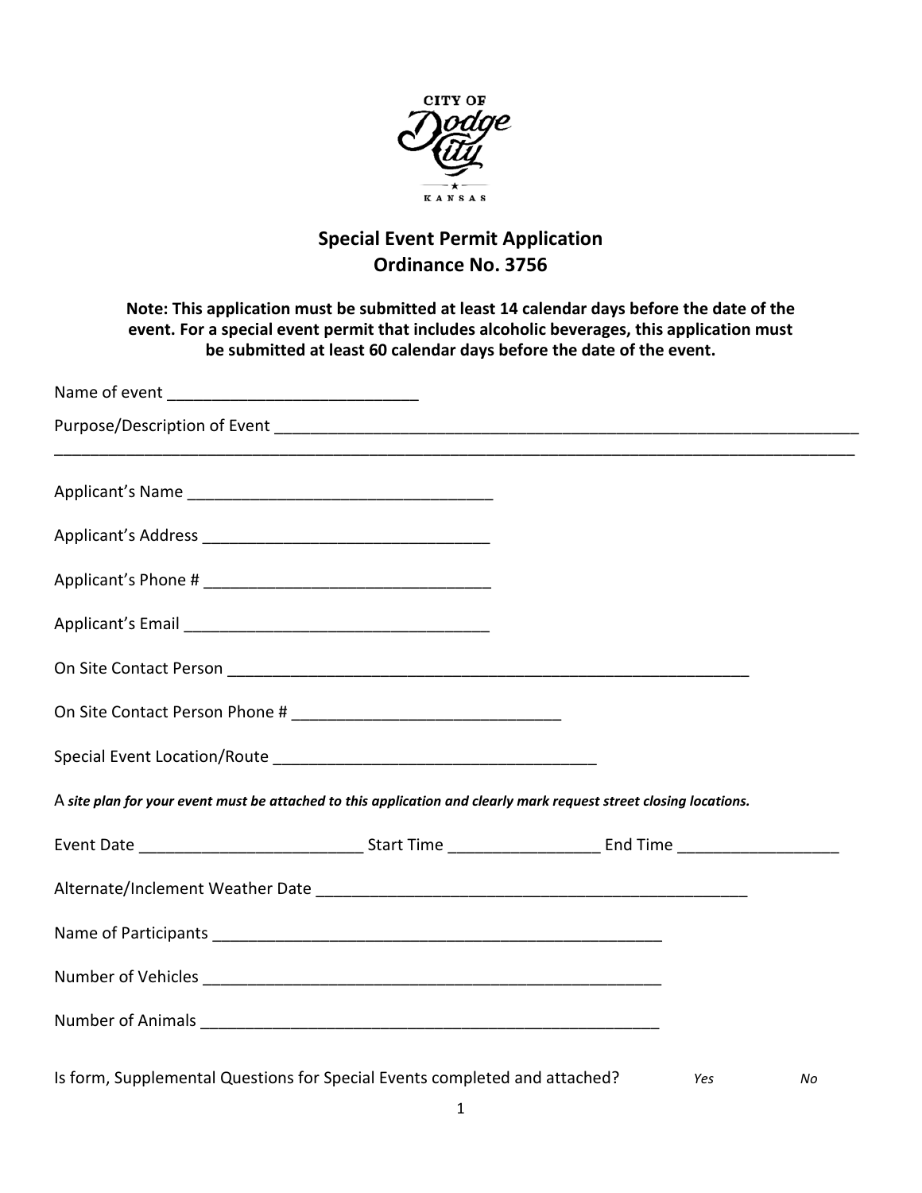CITY OF Dodge City KANSAS

## Special Event Permit Application
## Ordinance No. 3756

**Note: This application must be submitted at least 14 calendar days before the date of the event. For a special event permit that includes alcoholic beverages, this application must be submitted at least 60 calendar days before the date of the event.**

Name of event ____________________________

Purpose/Description of Event ______________________________________________________________________
_____________________________________________________________________________________________

Applicant's Name __________________________________

Applicant's Address ________________________________

Applicant's Phone # ________________________________

Applicant's Email __________________________________

On Site Contact Person ____________________________________________________________

On Site Contact Person Phone # ______________________________

Special Event Location/Route _____________________________________

A ***site plan for your event must be attached to this application and clearly mark request street closing locations.***

Event Date _________________________ Start Time _________________ End Time __________________

Alternate/Inclement Weather Date ________________________________________________

Name of Participants ____________________________________________________

Number of Vehicles _____________________________________________________

Number of Animals ______________________________________________________

Is form, Supplemental Questions for Special Events completed and attached? *Yes* *No*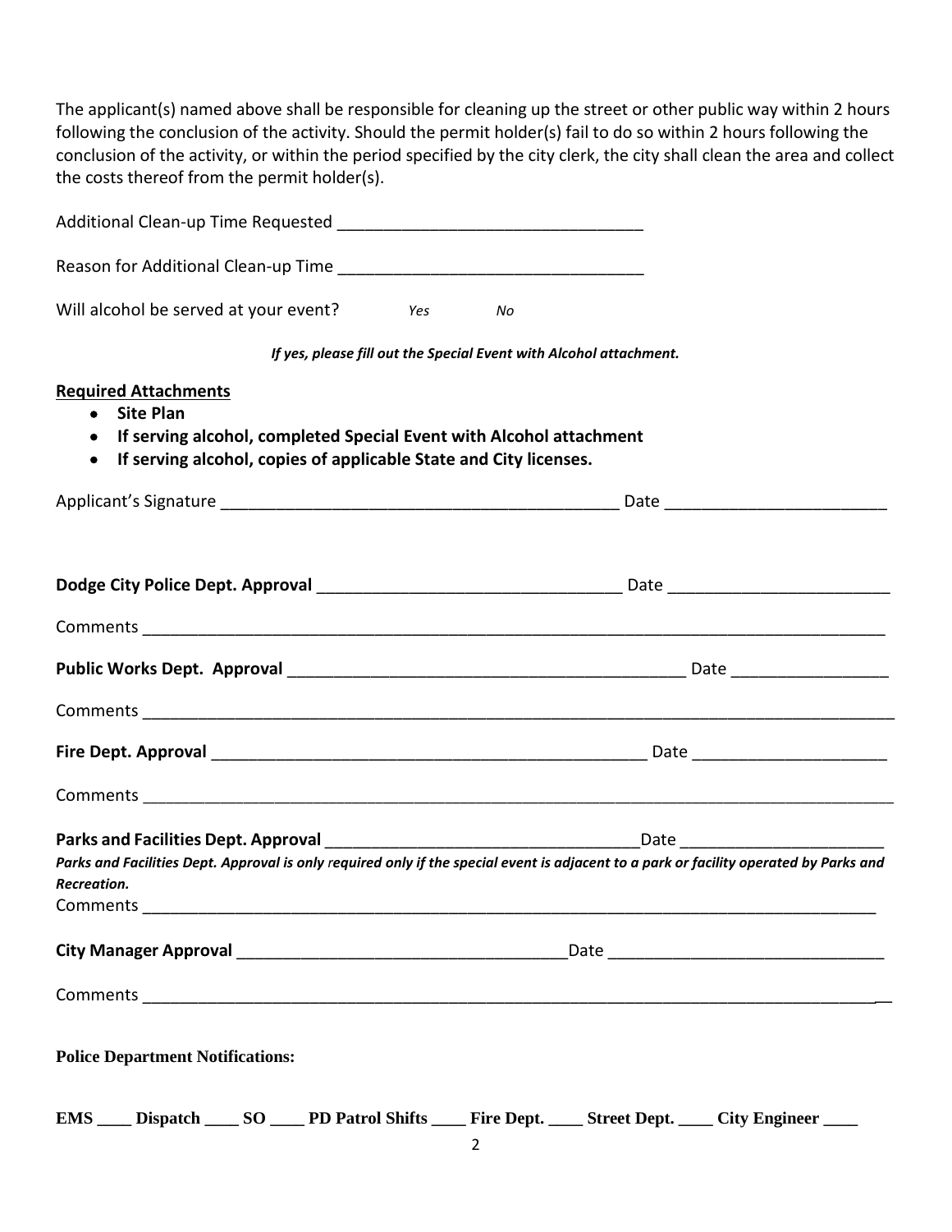The applicant(s) named above shall be responsible for cleaning up the street or other public way within 2 hours following the conclusion of the activity. Should the permit holder(s) fail to do so within 2 hours following the conclusion of the activity, or within the period specified by the city clerk, the city shall clean the area and collect the costs thereof from the permit holder(s).

Additional Clean-up Time Requested _________________________________

Reason for Additional Clean-up Time _________________________________

Will alcohol be served at your event? *Yes* *No*

***If yes, please fill out the Special Event with Alcohol attachment.***

**Required Attachments**

- **Site Plan**
- **If serving alcohol, completed Special Event with Alcohol attachment**
- **If serving alcohol, copies of applicable State and City licenses.**

Applicant's Signature ____________________________________________ Date ________________________

**Dodge City Police Dept. Approval** _________________________________ Date ________________________

Comments ____________________________________________________________________________________

**Public Works Dept. Approval** ____________________________________________ Date _________________

Comments ____________________________________________________________________________________

**Fire Dept. Approval** ________________________________________________ Date _____________________

Comments ____________________________________________________________________________________

**Parks and Facilities Dept. Approval** __________________________________Date ______________________

***Parks and Facilities Dept. Approval is only required only if the special event is adjacent to a park or facility operated by Parks and Recreation.***

Comments ____________________________________________________________________________________

**City Manager Approval** ___________________________________Date ______________________________

Comments ____________________________________________________________________________________

**Police Department Notifications:**

**EMS ____ Dispatch ____ SO ____ PD Patrol Shifts ____ Fire Dept. ____ Street Dept. ____ City Engineer ____**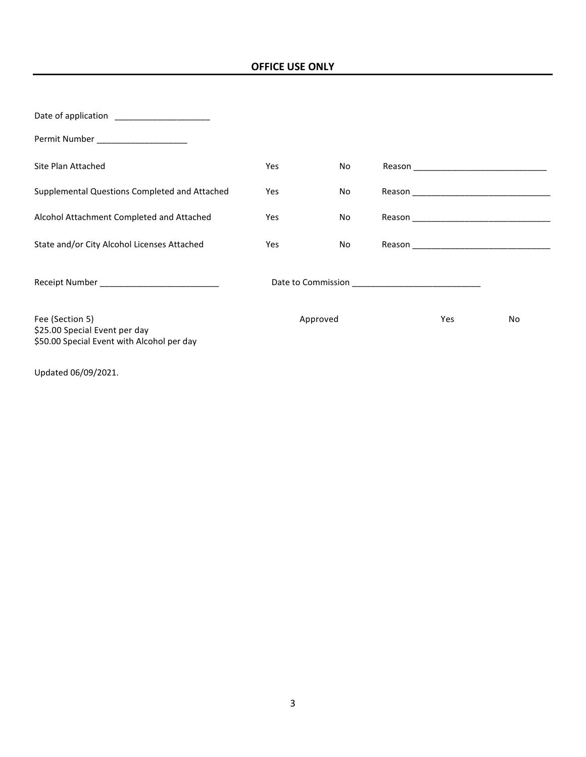## OFFICE USE ONLY

Date of application ____________________

Permit Number ___________________

| | | | |
|---|---|---|---|
| Site Plan Attached | Yes | No | Reason ____________________________ |
| Supplemental Questions Completed and Attached | Yes | No | Reason ______________________________ |
| Alcohol Attachment Completed and Attached | Yes | No | Reason ______________________________ |
| State and/or City Alcohol Licenses Attached | Yes | No | Reason ______________________________ |

Receipt Number _________________________ Date to Commission ___________________________

Fee (Section 5)
$25.00 Special Event per day
$50.00 Special Event with Alcohol per day

Approved Yes No

Updated 06/09/2021.